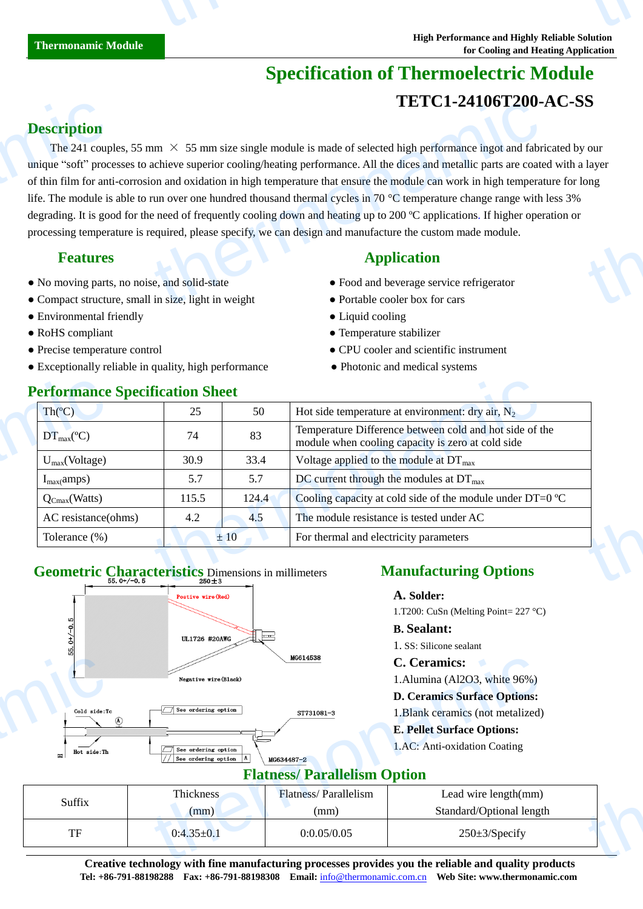Thermonamic Module

High Performance and Highly Reliable Solution for Cooling and Heating Application

# Specification of Thermoelectric Module

## TETC1-24106T200-AC-SS

## Description

The 241 couples, 55 mm × 55 mm size single module is made of selected high performance ingot and fabricated by our unique "soft" processes to achieve superior cooling/heating performance. All the dices and metallic parts are coated with a layer of thin film for anti-corrosion and oxidation in high temperature that ensure the module can work in high temperature for long life. The module is able to run over one hundred thousand thermal cycles in 70 °C temperature change range with less 3% degrading. It is good for the need of frequently cooling down and heating up to 200 ºC applications. If higher operation or processing temperature is required, please specify, we can design and manufacture the custom made module.

## Features

- No moving parts, no noise, and solid-state
- Compact structure, small in size, light in weight
- Environmental friendly
- RoHS compliant
- Precise temperature control
- Exceptionally reliable in quality, high performance

## Application

- Food and beverage service refrigerator
- Portable cooler box for cars
- Liquid cooling
- Temperature stabilizer
- CPU cooler and scientific instrument
- Photonic and medical systems

## Performance Specification Sheet

| Th(ºC) | 25 | 50 | Hot side temperature at environment: dry air, $N_2$ |
|---|---|---|---|
| $DT_{max}$(ºC) | 74 | 83 | Temperature Difference between cold and hot side of the module when cooling capacity is zero at cold side |
| $U_{max}$(Voltage) | 30.9 | 33.4 | Voltage applied to the module at $DT_{max}$ |
| $I_{max}$(amps) | 5.7 | 5.7 | DC current through the modules at $DT_{max}$ |
| $Q_{Cmax}$(Watts) | 115.5 | 124.4 | Cooling capacity at cold side of the module under DT=0 ºC |
| AC resistance(ohms) | 4.2 | 4.5 | The module resistance is tested under AC |
| Tolerance (%) | ± 10 | | For thermal and electricity parameters |

## Geometric Characteristics

Dimensions in millimeters

55.0+/-0.5; 250±3; 55.0+/-0.5; Postive wire(Red); UL1726 #20AWG; MG614538; Negative wire(Black); Cold side:Tc; Hot side:Th; H; A; See ordering option; See ordering option; See ordering option; ST731081-3; MG634487-2

## Manufacturing Options

**A. Solder:**

1.T200: CuSn (Melting Point= 227 °C)

**B. Sealant:**

1. SS: Silicone sealant

**C. Ceramics:**

1.Alumina (Al2O3, white 96%)

**D. Ceramics Surface Options:**

1.Blank ceramics (not metalized)

**E. Pellet Surface Options:**

1.AC: Anti-oxidation Coating

## Flatness/ Parallelism Option

| Suffix | Thickness (mm) | Flatness/ Parallelism (mm) | Lead wire length(mm) Standard/Optional length |
|---|---|---|---|
| TF | 0:4.35±0.1 | 0:0.05/0.05 | 250±3/Specify |

**Creative technology with fine manufacturing processes provides you the reliable and quality products**

**Tel: +86-791-88198288 Fax: +86-791-88198308 Email:** info@thermonamic.com.cn **Web Site: www.thermonamic.com**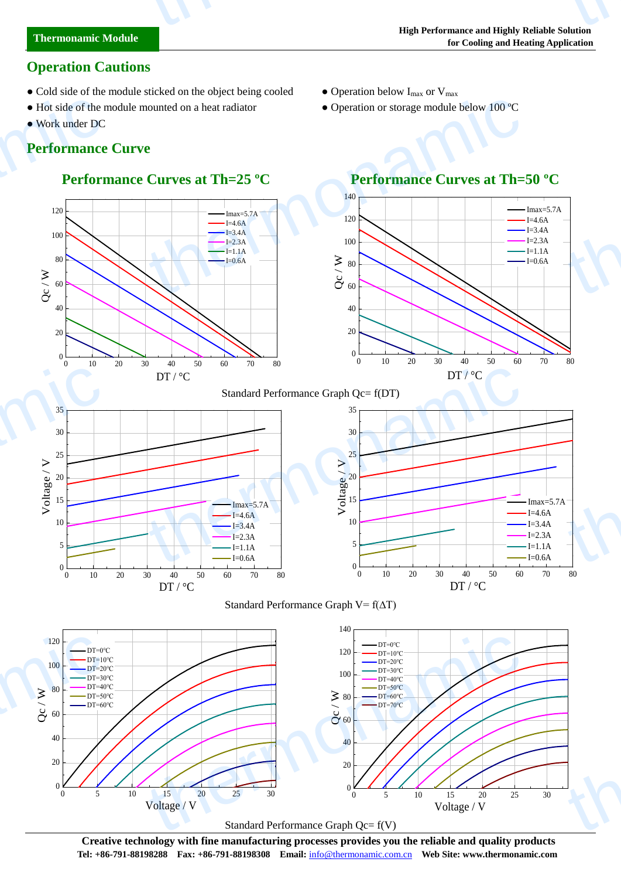## Operation Cautions

- Cold side of the module sticked on the object being cooled
- Hot side of the module mounted on a heat radiator
- Work under DC
- Operation below $I_{max}$ or $V_{max}$
- Operation or storage module below 100 ºC

## Performance Curve

### Performance Curves at Th=25 ºC

### Performance Curves at Th=50 ºC

Standard Performance Graph Qc= f(DT)

Standard Performance Graph V= f(ΔT)

Standard Performance Graph Qc= f(V)

**Creative technology with fine manufacturing processes provides you the reliable and quality products**

**Tel:** +86-791-88198288 **Fax:** +86-791-88198308 **Email:** info@thermonamic.com.cn **Web Site:** www.thermonamic.com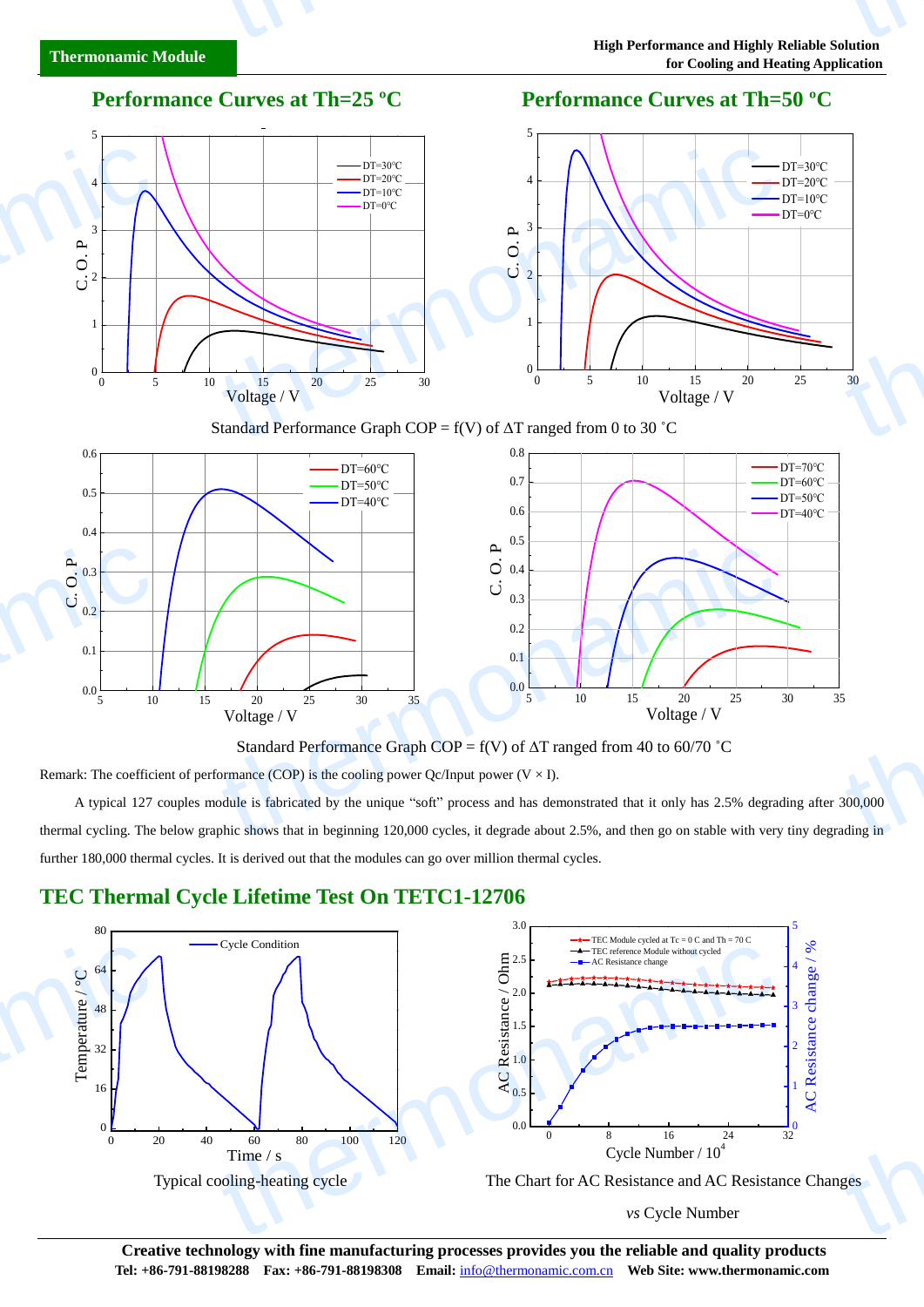## Performance Curves at Th=25 ºC

C. O. P
Voltage / V
DT=30ºC
DT=20ºC
DT=10ºC
DT=0ºC
0 5 10 15 20 25 30
0 1 2 3 4 5

## Performance Curves at Th=50 ºC

C. O. P
Voltage / V
DT=30ºC
DT=20ºC
DT=10ºC
DT=0ºC
0 5 10 15 20 25 30
0 1 2 3 4 5

Standard Performance Graph COP = f(V) of ΔT ranged from 0 to 30 ˚C

C. O. P
Voltage / V
DT=60ºC
DT=50ºC
DT=40ºC
5 10 15 20 25 30 35
0.0 0.1 0.2 0.3 0.4 0.5 0.6

C. O. P
Voltage / V
DT=70ºC
DT=60ºC
DT=50ºC
DT=40ºC
5 10 15 20 25 30 35
0.0 0.1 0.2 0.3 0.4 0.5 0.6 0.7 0.8

Standard Performance Graph COP = f(V) of ΔT ranged from 40 to 60/70 ˚C

Remark: The coefficient of performance (COP) is the cooling power Qc/Input power (V × I).

A typical 127 couples module is fabricated by the unique "soft" process and has demonstrated that it only has 2.5% degrading after 300,000 thermal cycling. The below graphic shows that in beginning 120,000 cycles, it degrade about 2.5%, and then go on stable with very tiny degrading in further 180,000 thermal cycles. It is derived out that the modules can go over million thermal cycles.

## TEC Thermal Cycle Lifetime Test On TETC1-12706

Cycle Condition
Temperature / °C
Time / s
0 20 40 60 80 100 120
0 16 32 48 64 80

Typical cooling-heating cycle

TEC Module cycled at Tc = 0 C and Th = 70 C
TEC reference Module without cycled
AC Resistance change
AC Resistance / Ohm
AC Resistance change / %
Cycle Number / $10^4$
0 8 16 24 32
0.0 0.5 1.0 1.5 2.0 2.5 3.0
0 1 2 3 4 5

The Chart for AC Resistance and AC Resistance Changes *vs* Cycle Number

**Creative technology with fine manufacturing processes provides you the reliable and quality products**
**Tel: +86-791-88198288 Fax: +86-791-88198308 Email:** info@thermonamic.com.cn **Web Site: www.thermonamic.com**